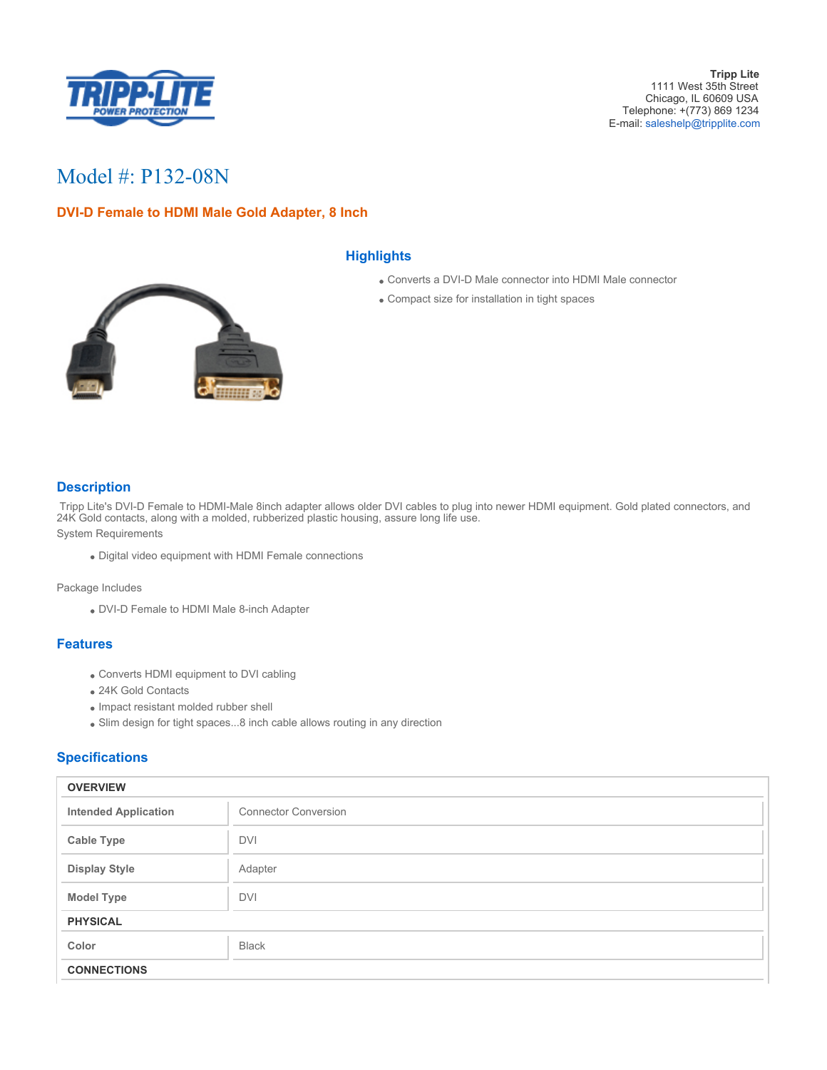**Tripp Lite**
1111 West 35th Street
Chicago, IL 60609 USA
Telephone: +(773) 869 1234
E-mail: saleshelp@tripplite.com

# Model #: P132-08N

## DVI-D Female to HDMI Male Gold Adapter, 8 Inch

## Highlights

- Converts a DVI-D Male connector into HDMI Male connector
- Compact size for installation in tight spaces

## Description

Tripp Lite's DVI-D Female to HDMI-Male 8inch adapter allows older DVI cables to plug into newer HDMI equipment. Gold plated connectors, and 24K Gold contacts, along with a molded, rubberized plastic housing, assure long life use.

System Requirements

- Digital video equipment with HDMI Female connections

Package Includes

- DVI-D Female to HDMI Male 8-inch Adapter

## Features

- Converts HDMI equipment to DVI cabling
- 24K Gold Contacts
- Impact resistant molded rubber shell
- Slim design for tight spaces...8 inch cable allows routing in any direction

## Specifications

| OVERVIEW | |
|---|---|
| **Intended Application** | Connector Conversion |
| **Cable Type** | DVI |
| **Display Style** | Adapter |
| **Model Type** | DVI |
| **PHYSICAL** | |
| **Color** | Black |
| **CONNECTIONS** | |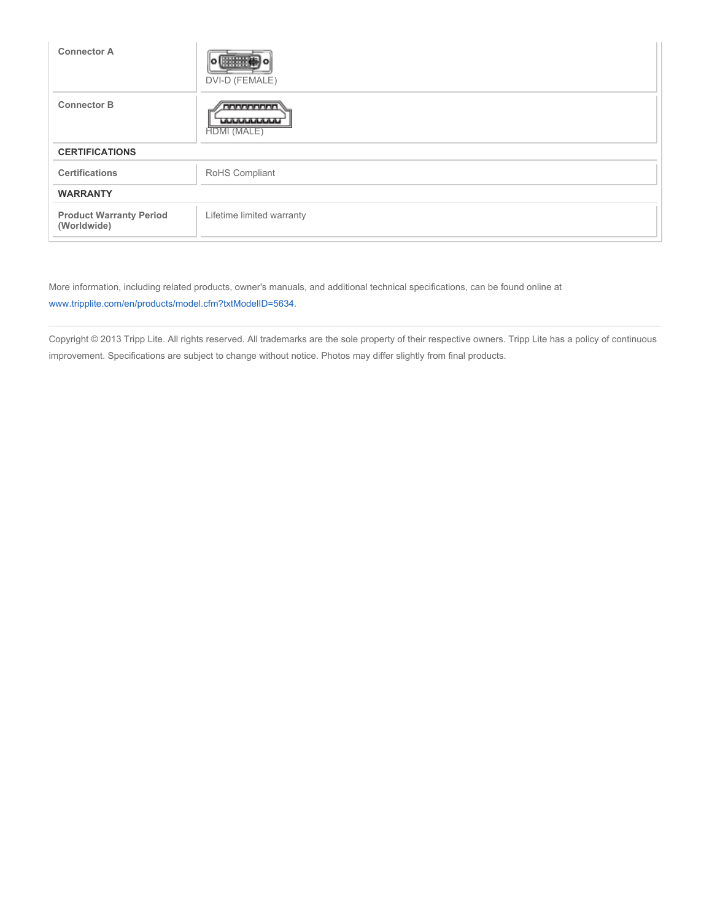| | |
|---|---|
| **Connector A** | DVI-D (FEMALE) |
| **Connector B** | HDMI (MALE) |
| **CERTIFICATIONS** | |
| **Certifications** | RoHS Compliant |
| **WARRANTY** | |
| **Product Warranty Period (Worldwide)** | Lifetime limited warranty |

More information, including related products, owner's manuals, and additional technical specifications, can be found online at www.tripplite.com/en/products/model.cfm?txtModelID=5634.

Copyright © 2013 Tripp Lite. All rights reserved. All trademarks are the sole property of their respective owners. Tripp Lite has a policy of continuous improvement. Specifications are subject to change without notice. Photos may differ slightly from final products.